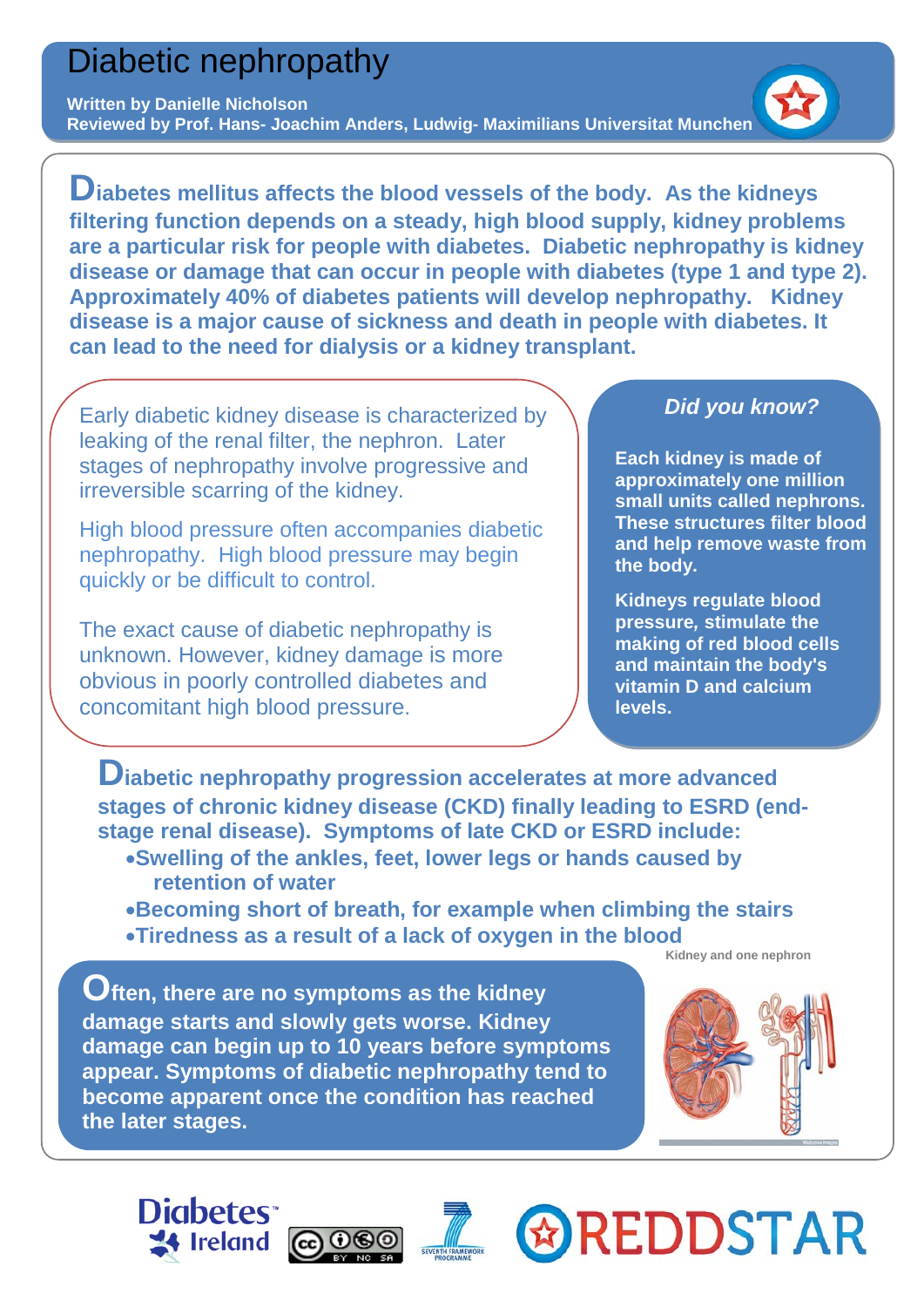# Diabetic nephropathy

**Written by Danielle Nicholson**
**Reviewed by Prof. Hans- Joachim Anders, Ludwig- Maximilians Universitat Munchen**

**Diabetes mellitus affects the blood vessels of the body. As the kidneys filtering function depends on a steady, high blood supply, kidney problems are a particular risk for people with diabetes. Diabetic nephropathy is kidney disease or damage that can occur in people with diabetes (type 1 and type 2). Approximately 40% of diabetes patients will develop nephropathy. Kidney disease is a major cause of sickness and death in people with diabetes. It can lead to the need for dialysis or a kidney transplant.**

Early diabetic kidney disease is characterized by leaking of the renal filter, the nephron. Later stages of nephropathy involve progressive and irreversible scarring of the kidney.

High blood pressure often accompanies diabetic nephropathy. High blood pressure may begin quickly or be difficult to control.

The exact cause of diabetic nephropathy is unknown. However, kidney damage is more obvious in poorly controlled diabetes and concomitant high blood pressure.

### *Did you know?*

**Each kidney is made of approximately one million small units called nephrons. These structures filter blood and help remove waste from the body.**

**Kidneys regulate blood pressure, stimulate the making of red blood cells and maintain the body's vitamin D and calcium levels.**

**Diabetic nephropathy progression accelerates at more advanced stages of chronic kidney disease (CKD) finally leading to ESRD (end-stage renal disease). Symptoms of late CKD or ESRD include:**

- **Swelling of the ankles, feet, lower legs or hands caused by retention of water**
- **Becoming short of breath, for example when climbing the stairs**
- **Tiredness as a result of a lack of oxygen in the blood**

**Often, there are no symptoms as the kidney damage starts and slowly gets worse. Kidney damage can begin up to 10 years before symptoms appear. Symptoms of diabetic nephropathy tend to become apparent once the condition has reached the later stages.**

Kidney and one nephron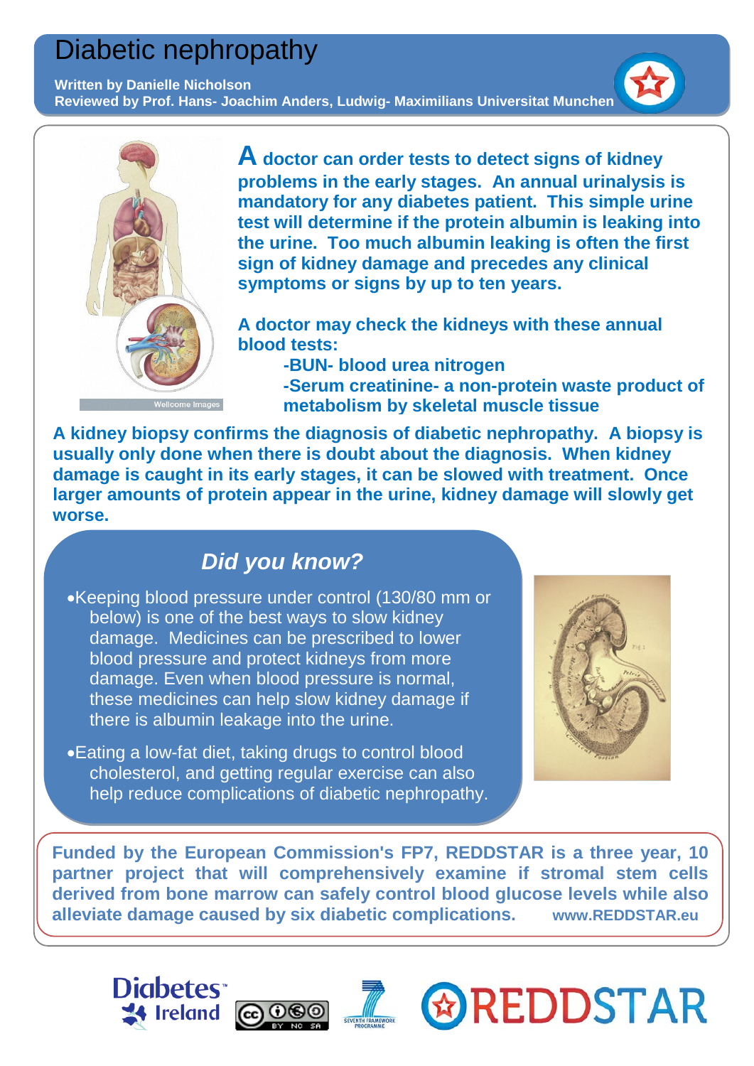# Diabetic nephropathy

**Written by Danielle Nicholson**
**Reviewed by Prof. Hans- Joachim Anders, Ludwig- Maximilians Universitat Munchen**

Wellcome Images

**A doctor can order tests to detect signs of kidney problems in the early stages. An annual urinalysis is mandatory for any diabetes patient. This simple urine test will determine if the protein albumin is leaking into the urine. Too much albumin leaking is often the first sign of kidney damage and precedes any clinical symptoms or signs by up to ten years.**

**A doctor may check the kidneys with these annual blood tests:**

- **BUN- blood urea nitrogen**
- **Serum creatinine- a non-protein waste product of metabolism by skeletal muscle tissue**

**A kidney biopsy confirms the diagnosis of diabetic nephropathy. A biopsy is usually only done when there is doubt about the diagnosis. When kidney damage is caught in its early stages, it can be slowed with treatment. Once larger amounts of protein appear in the urine, kidney damage will slowly get worse.**

## *Did you know?*

- Keeping blood pressure under control (130/80 mm or below) is one of the best ways to slow kidney damage. Medicines can be prescribed to lower blood pressure and protect kidneys from more damage. Even when blood pressure is normal, these medicines can help slow kidney damage if there is albumin leakage into the urine.
- Eating a low-fat diet, taking drugs to control blood cholesterol, and getting regular exercise can also help reduce complications of diabetic nephropathy.

**Funded by the European Commission's FP7, REDDSTAR is a three year, 10 partner project that will comprehensively examine if stromal stem cells derived from bone marrow can safely control blood glucose levels while also alleviate damage caused by six diabetic complications.** **www.REDDSTAR.eu**

Diabetes Ireland | SEVENTH FRAMEWORK PROGRAMME | REDDSTAR